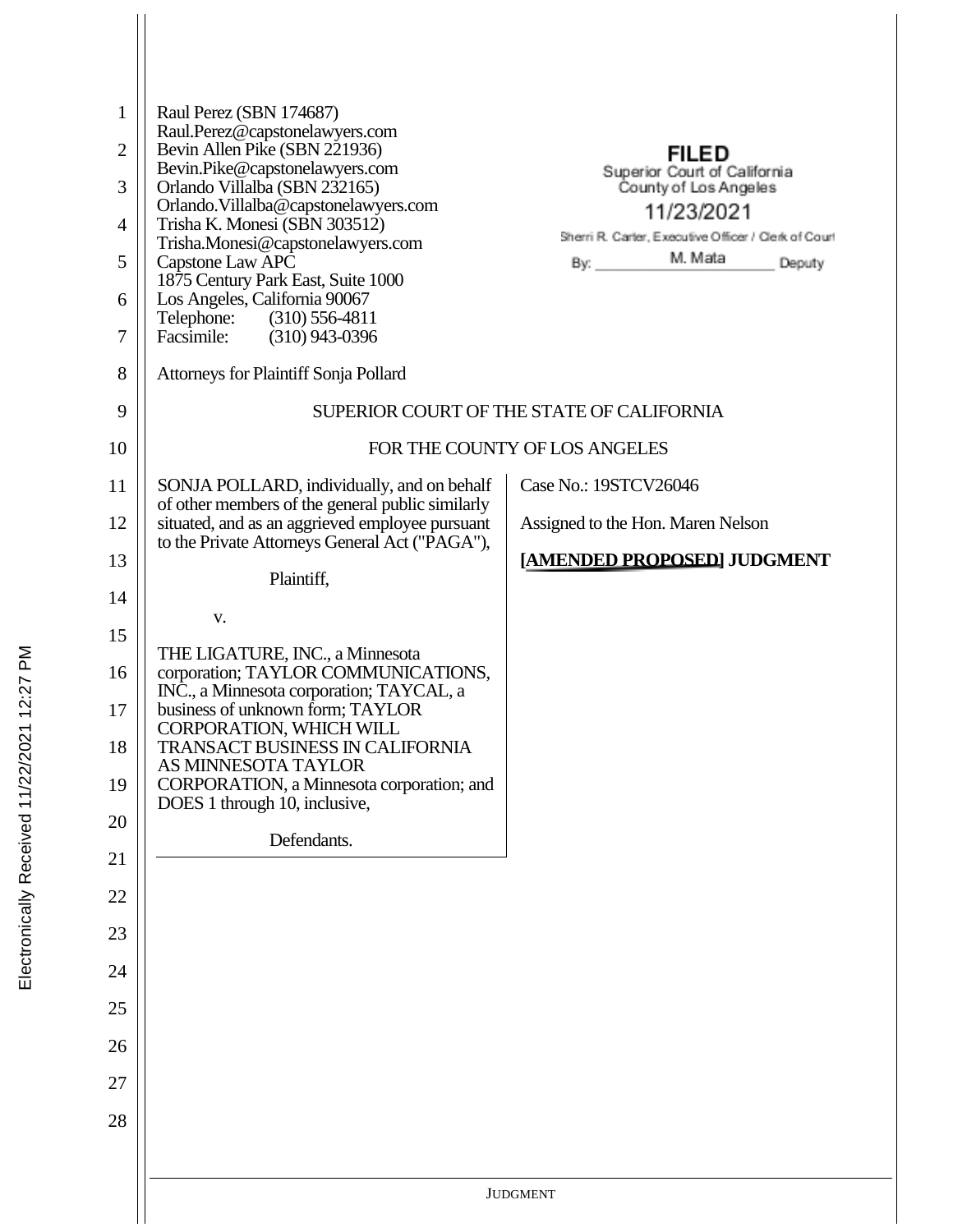Raul Perez (SBN 174687)
Raul.Perez@capstonelawyers.com
Bevin Allen Pike (SBN 221936)
Bevin.Pike@capstonelawyers.com
Orlando Villalba (SBN 232165)
Orlando.Villalba@capstonelawyers.com
Trisha K. Monesi (SBN 303512)
Trisha.Monesi@capstonelawyers.com
Capstone Law APC
1875 Century Park East, Suite 1000
Los Angeles, California 90067
Telephone: (310) 556-4811
Facsimile: (310) 943-0396

Attorneys for Plaintiff Sonja Pollard

**FILED**
Superior Court of California
County of Los Angeles
11/23/2021
Sherri R. Carter, Executive Officer / Clerk of Court
By: M. Mata Deputy

SUPERIOR COURT OF THE STATE OF CALIFORNIA

FOR THE COUNTY OF LOS ANGELES

SONJA POLLARD, individually, and on behalf of other members of the general public similarly situated, and as an aggrieved employee pursuant to the Private Attorneys General Act ("PAGA"),

Plaintiff,

v.

THE LIGATURE, INC., a Minnesota corporation; TAYLOR COMMUNICATIONS, INC., a Minnesota corporation; TAYCAL, a business of unknown form; TAYLOR CORPORATION, WHICH WILL TRANSACT BUSINESS IN CALIFORNIA AS MINNESOTA TAYLOR CORPORATION, a Minnesota corporation; and DOES 1 through 10, inclusive,

Defendants.

Case No.: 19STCV26046

Assigned to the Hon. Maren Nelson

**[AMENDED PROPOSED] JUDGMENT**

Electronically Received 11/22/2021 12:27 PM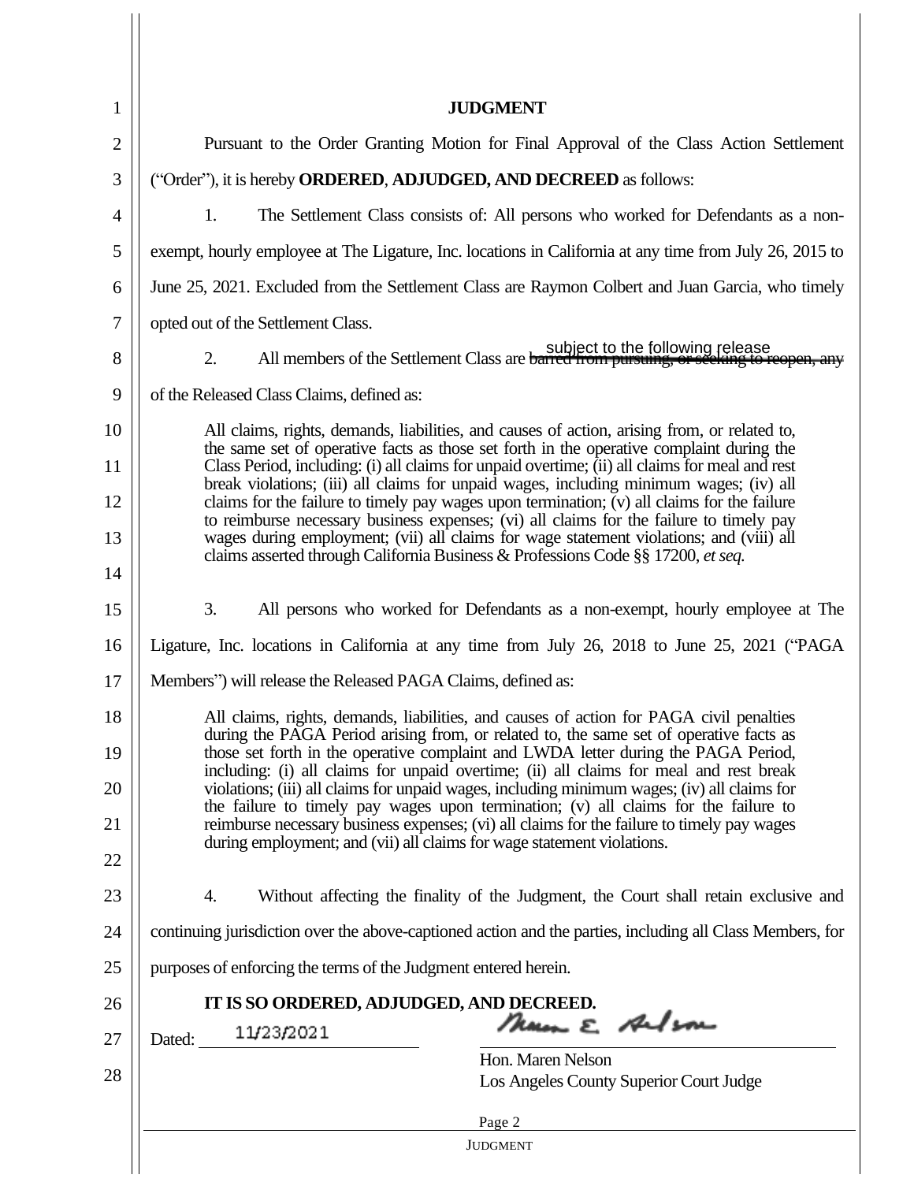# JUDGMENT

Pursuant to the Order Granting Motion for Final Approval of the Class Action Settlement ("Order"), it is hereby **ORDERED**, **ADJUDGED, AND DECREED** as follows:

1. The Settlement Class consists of: All persons who worked for Defendants as a non-exempt, hourly employee at The Ligature, Inc. locations in California at any time from July 26, 2015 to June 25, 2021. Excluded from the Settlement Class are Raymon Colbert and Juan Garcia, who timely opted out of the Settlement Class.

2. All members of the Settlement Class are ~~barred from pursuing, or seeking to reopen, any~~ subject to the following release of the Released Class Claims, defined as:

> All claims, rights, demands, liabilities, and causes of action, arising from, or related to, the same set of operative facts as those set forth in the operative complaint during the Class Period, including: (i) all claims for unpaid overtime; (ii) all claims for meal and rest break violations; (iii) all claims for unpaid wages, including minimum wages; (iv) all claims for the failure to timely pay wages upon termination; (v) all claims for the failure to reimburse necessary business expenses; (vi) all claims for the failure to timely pay wages during employment; (vii) all claims for wage statement violations; and (viii) all claims asserted through California Business & Professions Code §§ 17200, *et seq.*

3. All persons who worked for Defendants as a non-exempt, hourly employee at The Ligature, Inc. locations in California at any time from July 26, 2018 to June 25, 2021 ("PAGA Members") will release the Released PAGA Claims, defined as:

> All claims, rights, demands, liabilities, and causes of action for PAGA civil penalties during the PAGA Period arising from, or related to, the same set of operative facts as those set forth in the operative complaint and LWDA letter during the PAGA Period, including: (i) all claims for unpaid overtime; (ii) all claims for meal and rest break violations; (iii) all claims for unpaid wages, including minimum wages; (iv) all claims for the failure to timely pay wages upon termination; (v) all claims for the failure to reimburse necessary business expenses; (vi) all claims for the failure to timely pay wages during employment; and (vii) all claims for wage statement violations.

4. Without affecting the finality of the Judgment, the Court shall retain exclusive and continuing jurisdiction over the above-captioned action and the parties, including all Class Members, for purposes of enforcing the terms of the Judgment entered herein.

**IT IS SO ORDERED, ADJUDGED, AND DECREED.**

Dated: 11/23/2021

Maren E. Nelson

Hon. Maren Nelson
Los Angeles County Superior Court Judge